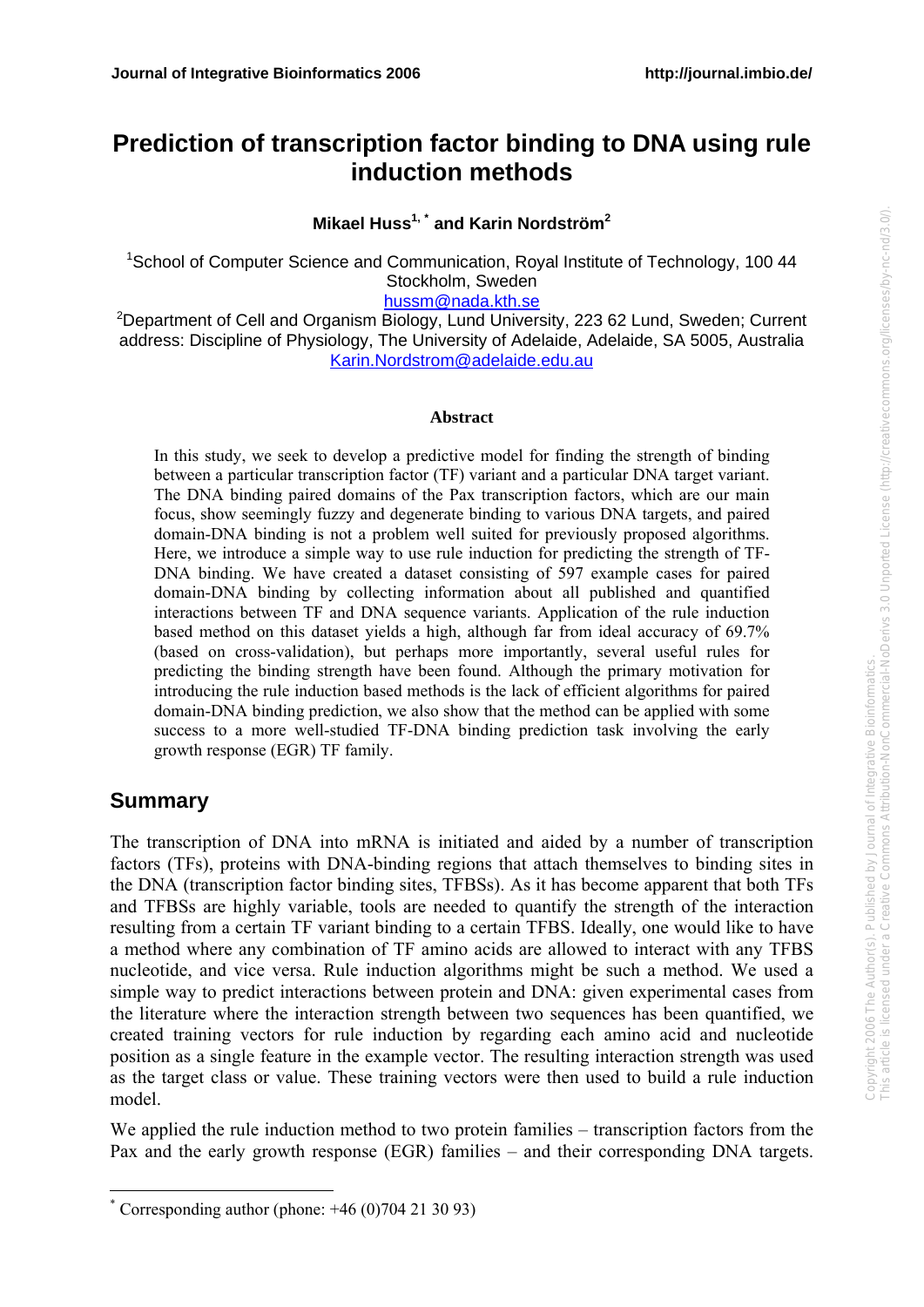# Prediction of transcription factor binding to DNA using rule induction methods

**Mikael Huss[1,*] and Karin Nordström[2]**

[1]School of Computer Science and Communication, Royal Institute of Technology, 100 44 Stockholm, Sweden
hussm@nada.kth.se

[2]Department of Cell and Organism Biology, Lund University, 223 62 Lund, Sweden; Current address: Discipline of Physiology, The University of Adelaide, Adelaide, SA 5005, Australia
Karin.Nordstrom@adelaide.edu.au

### Abstract

In this study, we seek to develop a predictive model for finding the strength of binding between a particular transcription factor (TF) variant and a particular DNA target variant. The DNA binding paired domains of the Pax transcription factors, which are our main focus, show seemingly fuzzy and degenerate binding to various DNA targets, and paired domain-DNA binding is not a problem well suited for previously proposed algorithms. Here, we introduce a simple way to use rule induction for predicting the strength of TF-DNA binding. We have created a dataset consisting of 597 example cases for paired domain-DNA binding by collecting information about all published and quantified interactions between TF and DNA sequence variants. Application of the rule induction based method on this dataset yields a high, although far from ideal accuracy of 69.7% (based on cross-validation), but perhaps more importantly, several useful rules for predicting the binding strength have been found. Although the primary motivation for introducing the rule induction based methods is the lack of efficient algorithms for paired domain-DNA binding prediction, we also show that the method can be applied with some success to a more well-studied TF-DNA binding prediction task involving the early growth response (EGR) TF family.

## Summary

The transcription of DNA into mRNA is initiated and aided by a number of transcription factors (TFs), proteins with DNA-binding regions that attach themselves to binding sites in the DNA (transcription factor binding sites, TFBSs). As it has become apparent that both TFs and TFBSs are highly variable, tools are needed to quantify the strength of the interaction resulting from a certain TF variant binding to a certain TFBS. Ideally, one would like to have a method where any combination of TF amino acids are allowed to interact with any TFBS nucleotide, and vice versa. Rule induction algorithms might be such a method. We used a simple way to predict interactions between protein and DNA: given experimental cases from the literature where the interaction strength between two sequences has been quantified, we created training vectors for rule induction by regarding each amino acid and nucleotide position as a single feature in the example vector. The resulting interaction strength was used as the target class or value. These training vectors were then used to build a rule induction model.

We applied the rule induction method to two protein families – transcription factors from the Pax and the early growth response (EGR) families – and their corresponding DNA targets.

[*] Corresponding author (phone: +46 (0)704 21 30 93)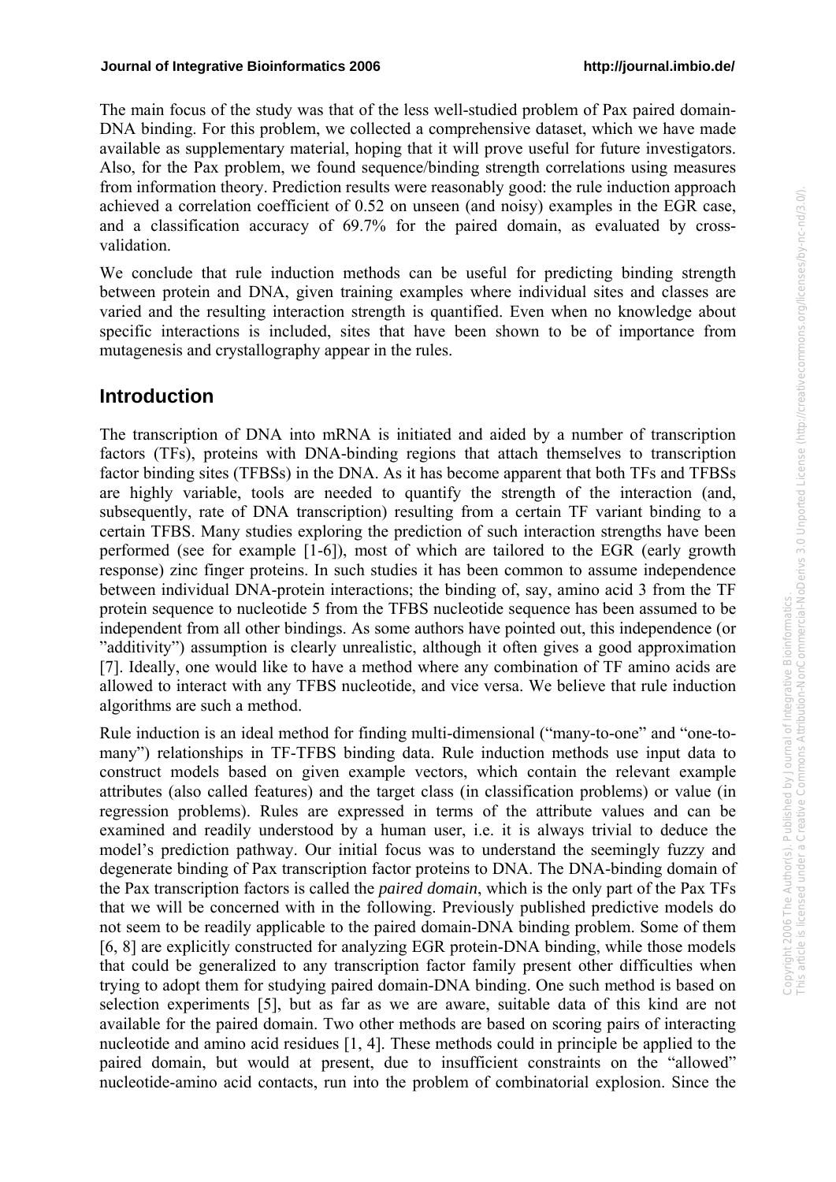The main focus of the study was that of the less well-studied problem of Pax paired domain-DNA binding. For this problem, we collected a comprehensive dataset, which we have made available as supplementary material, hoping that it will prove useful for future investigators. Also, for the Pax problem, we found sequence/binding strength correlations using measures from information theory. Prediction results were reasonably good: the rule induction approach achieved a correlation coefficient of 0.52 on unseen (and noisy) examples in the EGR case, and a classification accuracy of 69.7% for the paired domain, as evaluated by cross-validation.

We conclude that rule induction methods can be useful for predicting binding strength between protein and DNA, given training examples where individual sites and classes are varied and the resulting interaction strength is quantified. Even when no knowledge about specific interactions is included, sites that have been shown to be of importance from mutagenesis and crystallography appear in the rules.

## Introduction

The transcription of DNA into mRNA is initiated and aided by a number of transcription factors (TFs), proteins with DNA-binding regions that attach themselves to transcription factor binding sites (TFBSs) in the DNA. As it has become apparent that both TFs and TFBSs are highly variable, tools are needed to quantify the strength of the interaction (and, subsequently, rate of DNA transcription) resulting from a certain TF variant binding to a certain TFBS. Many studies exploring the prediction of such interaction strengths have been performed (see for example [1-6]), most of which are tailored to the EGR (early growth response) zinc finger proteins. In such studies it has been common to assume independence between individual DNA-protein interactions; the binding of, say, amino acid 3 from the TF protein sequence to nucleotide 5 from the TFBS nucleotide sequence has been assumed to be independent from all other bindings. As some authors have pointed out, this independence (or "additivity") assumption is clearly unrealistic, although it often gives a good approximation [7]. Ideally, one would like to have a method where any combination of TF amino acids are allowed to interact with any TFBS nucleotide, and vice versa. We believe that rule induction algorithms are such a method.

Rule induction is an ideal method for finding multi-dimensional ("many-to-one" and "one-to-many") relationships in TF-TFBS binding data. Rule induction methods use input data to construct models based on given example vectors, which contain the relevant example attributes (also called features) and the target class (in classification problems) or value (in regression problems). Rules are expressed in terms of the attribute values and can be examined and readily understood by a human user, i.e. it is always trivial to deduce the model's prediction pathway. Our initial focus was to understand the seemingly fuzzy and degenerate binding of Pax transcription factor proteins to DNA. The DNA-binding domain of the Pax transcription factors is called the *paired domain*, which is the only part of the Pax TFs that we will be concerned with in the following. Previously published predictive models do not seem to be readily applicable to the paired domain-DNA binding problem. Some of them [6, 8] are explicitly constructed for analyzing EGR protein-DNA binding, while those models that could be generalized to any transcription factor family present other difficulties when trying to adopt them for studying paired domain-DNA binding. One such method is based on selection experiments [5], but as far as we are aware, suitable data of this kind are not available for the paired domain. Two other methods are based on scoring pairs of interacting nucleotide and amino acid residues [1, 4]. These methods could in principle be applied to the paired domain, but would at present, due to insufficient constraints on the "allowed" nucleotide-amino acid contacts, run into the problem of combinatorial explosion. Since the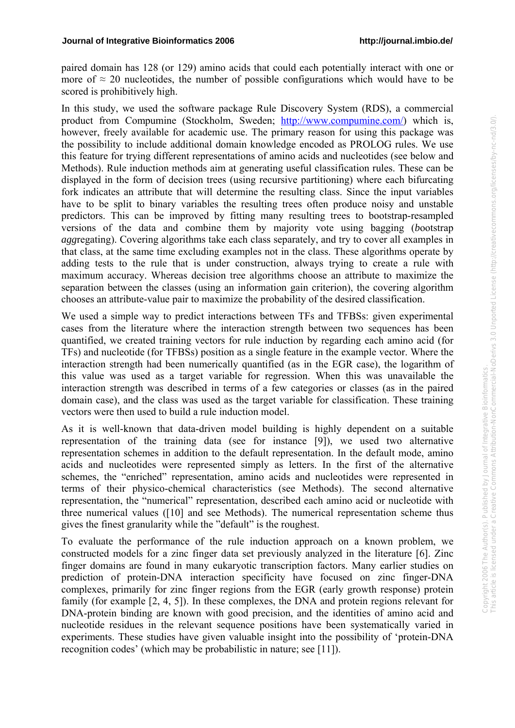paired domain has 128 (or 129) amino acids that could each potentially interact with one or more of ≈ 20 nucleotides, the number of possible configurations which would have to be scored is prohibitively high.

In this study, we used the software package Rule Discovery System (RDS), a commercial product from Compumine (Stockholm, Sweden; http://www.compumine.com/) which is, however, freely available for academic use. The primary reason for using this package was the possibility to include additional domain knowledge encoded as PROLOG rules. We use this feature for trying different representations of amino acids and nucleotides (see below and Methods). Rule induction methods aim at generating useful classification rules. These can be displayed in the form of decision trees (using recursive partitioning) where each bifurcating fork indicates an attribute that will determine the resulting class. Since the input variables have to be split to binary variables the resulting trees often produce noisy and unstable predictors. This can be improved by fitting many resulting trees to bootstrap-resampled versions of the data and combine them by majority vote using bagging (*b*ootstrap *agg*regating). Covering algorithms take each class separately, and try to cover all examples in that class, at the same time excluding examples not in the class. These algorithms operate by adding tests to the rule that is under construction, always trying to create a rule with maximum accuracy. Whereas decision tree algorithms choose an attribute to maximize the separation between the classes (using an information gain criterion), the covering algorithm chooses an attribute-value pair to maximize the probability of the desired classification.

We used a simple way to predict interactions between TFs and TFBSs: given experimental cases from the literature where the interaction strength between two sequences has been quantified, we created training vectors for rule induction by regarding each amino acid (for TFs) and nucleotide (for TFBSs) position as a single feature in the example vector. Where the interaction strength had been numerically quantified (as in the EGR case), the logarithm of this value was used as a target variable for regression. When this was unavailable the interaction strength was described in terms of a few categories or classes (as in the paired domain case), and the class was used as the target variable for classification. These training vectors were then used to build a rule induction model.

As it is well-known that data-driven model building is highly dependent on a suitable representation of the training data (see for instance [9]), we used two alternative representation schemes in addition to the default representation. In the default mode, amino acids and nucleotides were represented simply as letters. In the first of the alternative schemes, the "enriched" representation, amino acids and nucleotides were represented in terms of their physico-chemical characteristics (see Methods). The second alternative representation, the "numerical" representation, described each amino acid or nucleotide with three numerical values ([10] and see Methods). The numerical representation scheme thus gives the finest granularity while the "default" is the roughest.

To evaluate the performance of the rule induction approach on a known problem, we constructed models for a zinc finger data set previously analyzed in the literature [6]. Zinc finger domains are found in many eukaryotic transcription factors. Many earlier studies on prediction of protein-DNA interaction specificity have focused on zinc finger-DNA complexes, primarily for zinc finger regions from the EGR (early growth response) protein family (for example [2, 4, 5]). In these complexes, the DNA and protein regions relevant for DNA-protein binding are known with good precision, and the identities of amino acid and nucleotide residues in the relevant sequence positions have been systematically varied in experiments. These studies have given valuable insight into the possibility of 'protein-DNA recognition codes' (which may be probabilistic in nature; see [11]).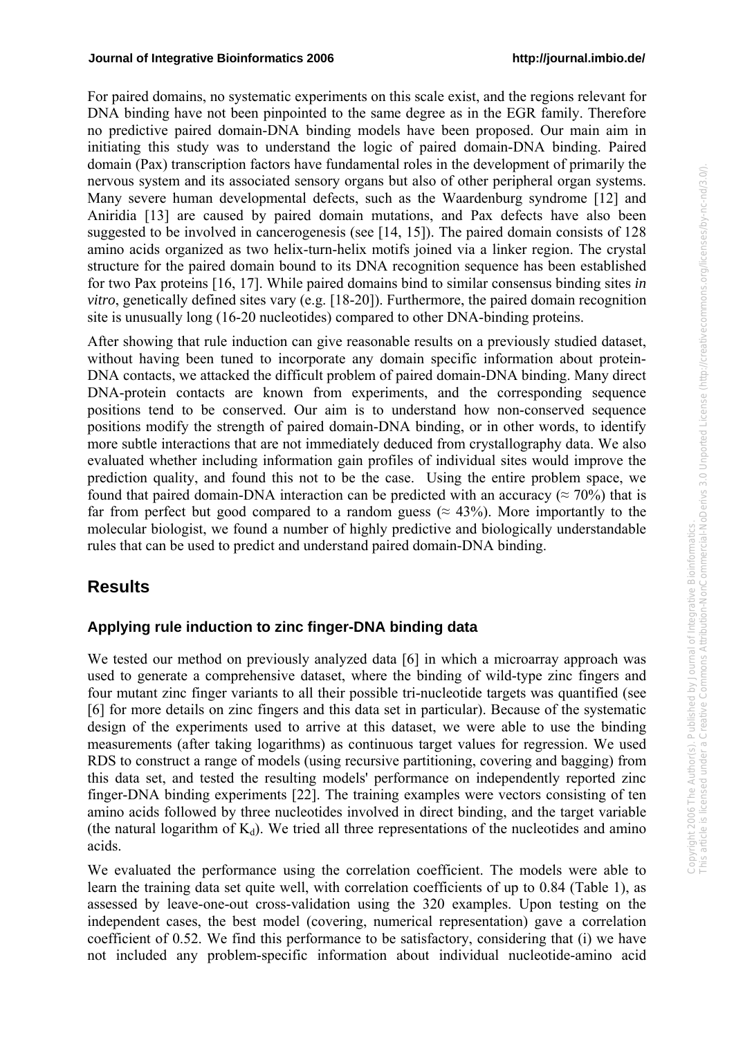For paired domains, no systematic experiments on this scale exist, and the regions relevant for DNA binding have not been pinpointed to the same degree as in the EGR family. Therefore no predictive paired domain-DNA binding models have been proposed. Our main aim in initiating this study was to understand the logic of paired domain-DNA binding. Paired domain (Pax) transcription factors have fundamental roles in the development of primarily the nervous system and its associated sensory organs but also of other peripheral organ systems. Many severe human developmental defects, such as the Waardenburg syndrome [12] and Aniridia [13] are caused by paired domain mutations, and Pax defects have also been suggested to be involved in cancerogenesis (see [14, 15]). The paired domain consists of 128 amino acids organized as two helix-turn-helix motifs joined via a linker region. The crystal structure for the paired domain bound to its DNA recognition sequence has been established for two Pax proteins [16, 17]. While paired domains bind to similar consensus binding sites *in vitro*, genetically defined sites vary (e.g. [18-20]). Furthermore, the paired domain recognition site is unusually long (16-20 nucleotides) compared to other DNA-binding proteins.

After showing that rule induction can give reasonable results on a previously studied dataset, without having been tuned to incorporate any domain specific information about protein-DNA contacts, we attacked the difficult problem of paired domain-DNA binding. Many direct DNA-protein contacts are known from experiments, and the corresponding sequence positions tend to be conserved. Our aim is to understand how non-conserved sequence positions modify the strength of paired domain-DNA binding, or in other words, to identify more subtle interactions that are not immediately deduced from crystallography data. We also evaluated whether including information gain profiles of individual sites would improve the prediction quality, and found this not to be the case. Using the entire problem space, we found that paired domain-DNA interaction can be predicted with an accuracy ($\approx$ 70%) that is far from perfect but good compared to a random guess ($\approx$ 43%). More importantly to the molecular biologist, we found a number of highly predictive and biologically understandable rules that can be used to predict and understand paired domain-DNA binding.

## Results

### Applying rule induction to zinc finger-DNA binding data

We tested our method on previously analyzed data [6] in which a microarray approach was used to generate a comprehensive dataset, where the binding of wild-type zinc fingers and four mutant zinc finger variants to all their possible tri-nucleotide targets was quantified (see [6] for more details on zinc fingers and this data set in particular). Because of the systematic design of the experiments used to arrive at this dataset, we were able to use the binding measurements (after taking logarithms) as continuous target values for regression. We used RDS to construct a range of models (using recursive partitioning, covering and bagging) from this data set, and tested the resulting models' performance on independently reported zinc finger-DNA binding experiments [22]. The training examples were vectors consisting of ten amino acids followed by three nucleotides involved in direct binding, and the target variable (the natural logarithm of $K_d$). We tried all three representations of the nucleotides and amino acids.

We evaluated the performance using the correlation coefficient. The models were able to learn the training data set quite well, with correlation coefficients of up to 0.84 (Table 1), as assessed by leave-one-out cross-validation using the 320 examples. Upon testing on the independent cases, the best model (covering, numerical representation) gave a correlation coefficient of 0.52. We find this performance to be satisfactory, considering that (i) we have not included any problem-specific information about individual nucleotide-amino acid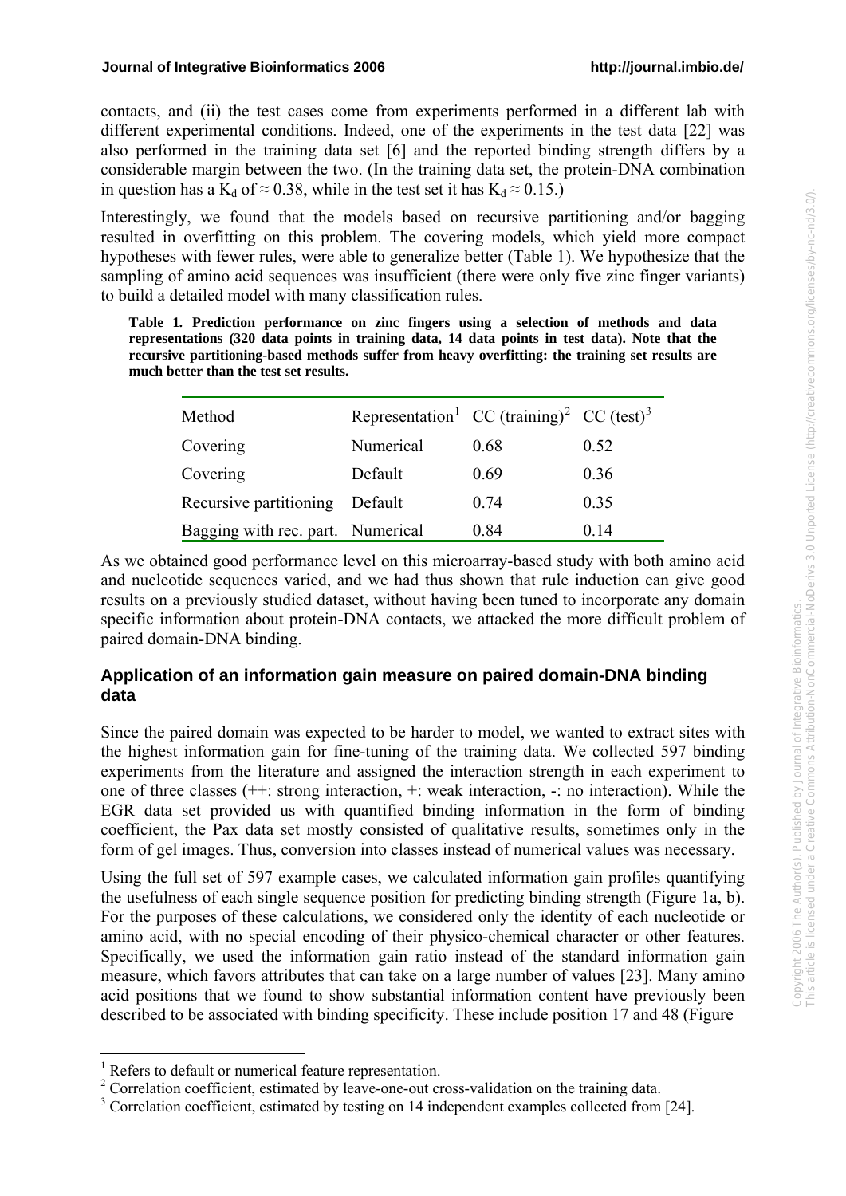contacts, and (ii) the test cases come from experiments performed in a different lab with different experimental conditions. Indeed, one of the experiments in the test data [22] was also performed in the training data set [6] and the reported binding strength differs by a considerable margin between the two. (In the training data set, the protein-DNA combination in question has a $K_d$ of ≈ 0.38, while in the test set it has $K_d \approx 0.15$.)

Interestingly, we found that the models based on recursive partitioning and/or bagging resulted in overfitting on this problem. The covering models, which yield more compact hypotheses with fewer rules, were able to generalize better (Table 1). We hypothesize that the sampling of amino acid sequences was insufficient (there were only five zinc finger variants) to build a detailed model with many classification rules.

**Table 1. Prediction performance on zinc fingers using a selection of methods and data representations (320 data points in training data, 14 data points in test data). Note that the recursive partitioning-based methods suffer from heavy overfitting: the training set results are much better than the test set results.**

| Method | Representation[1] | CC (training)[2] | CC (test)[3] |
|---|---|---|---|
| Covering | Numerical | 0.68 | 0.52 |
| Covering | Default | 0.69 | 0.36 |
| Recursive partitioning | Default | 0.74 | 0.35 |
| Bagging with rec. part. | Numerical | 0.84 | 0.14 |

As we obtained good performance level on this microarray-based study with both amino acid and nucleotide sequences varied, and we had thus shown that rule induction can give good results on a previously studied dataset, without having been tuned to incorporate any domain specific information about protein-DNA contacts, we attacked the more difficult problem of paired domain-DNA binding.

## Application of an information gain measure on paired domain-DNA binding data

Since the paired domain was expected to be harder to model, we wanted to extract sites with the highest information gain for fine-tuning of the training data. We collected 597 binding experiments from the literature and assigned the interaction strength in each experiment to one of three classes (++: strong interaction, +: weak interaction, -: no interaction). While the EGR data set provided us with quantified binding information in the form of binding coefficient, the Pax data set mostly consisted of qualitative results, sometimes only in the form of gel images. Thus, conversion into classes instead of numerical values was necessary.

Using the full set of 597 example cases, we calculated information gain profiles quantifying the usefulness of each single sequence position for predicting binding strength (Figure 1a, b). For the purposes of these calculations, we considered only the identity of each nucleotide or amino acid, with no special encoding of their physico-chemical character or other features. Specifically, we used the information gain ratio instead of the standard information gain measure, which favors attributes that can take on a large number of values [23]. Many amino acid positions that we found to show substantial information content have previously been described to be associated with binding specificity. These include position 17 and 48 (Figure

[1] Refers to default or numerical feature representation.

[2] Correlation coefficient, estimated by leave-one-out cross-validation on the training data.

[3] Correlation coefficient, estimated by testing on 14 independent examples collected from [24].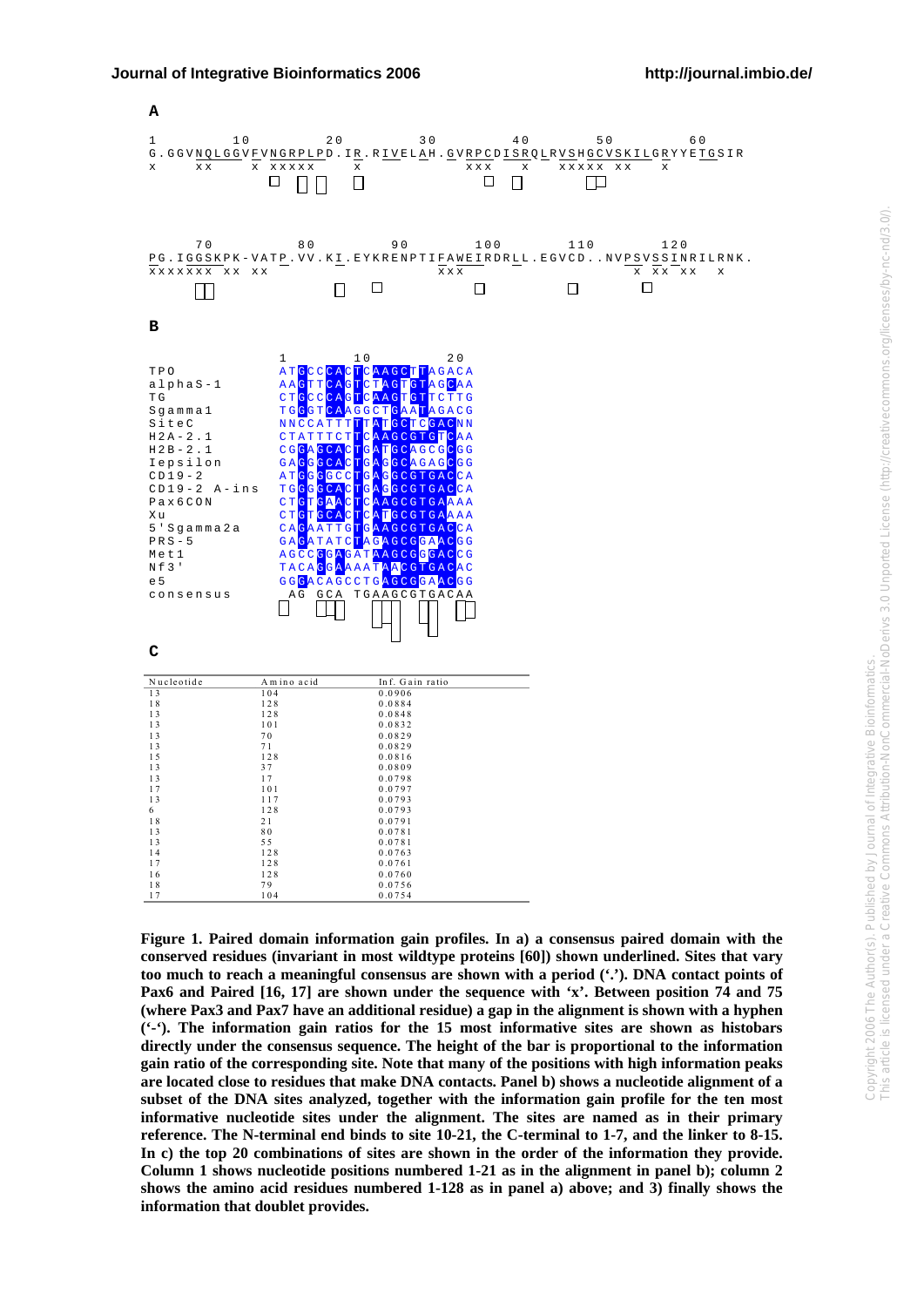**A**

```
1         10         20         30         40         50         60
G.GGVNQLGGVFVNGRPLPD.IR.RIVELAH.GVRPCDISRQLRVSHGCVSKILGRYYETGSIR
x    xx    x xxxxx    x          xxx    x   xxxxx xx     x

     70        80         90        100        110        120
PG.IGGSKPK-VATP.VV.KI.EYKRENPTIFAWEIRDRLL.EGVCD..NVPSVSSINRILRNK.
xxxxxxx xx xx                   xxx                   x xx xx    x
```

**B**

```
              1        10        20
TPO           ATGCCCACTCAAGCTTAGACA
alphaS-1      AAGTTCAGTCTAGTGTAGCAA
TG            CTGCCCAGTCAAGTGTTCTTG
Sgamma1       TGGGTCAAGGCTGAATAGACG
SiteC         NNCCATTTTTATGCTCGACNN
H2A-2.1       CTATTTCTTCAAGCGTGTCAA
H2B-2.1       CGGAGCACTGATGCAGCGCGG
Iepsilon      GAGGGCACTGAGGCAGAGCGG
CD19-2        ATGGGGCCTGAGGCGTGACCA
CD19-2 A-ins  TGGGGCACTGAGGCGTGACCA
Pax6CON       CTGTGAACTCAAGCGTGAAAA
Xu            CTGTGCACTCATGCGTGAAAA
5'Sgamma2a    CAGAATTGTGAAGCGTGACCA
PRS-5         GAGATATCTAGAGCGGAACGG
Met1          AGCCGGAGATAAGCGGGACCG
Nf3'          TACAGGAAAATAACGTGACAC
e5            GGGACAGCCTGAGCGGAACGG
consensus      AG GCA TGAAGCGTGACAA
```

**C**

| Nucleotide | Amino acid | Inf. Gain ratio |
|---|---|---|
| 13 | 104 | 0.0906 |
| 18 | 128 | 0.0884 |
| 13 | 128 | 0.0848 |
| 13 | 101 | 0.0832 |
| 13 | 70 | 0.0829 |
| 13 | 71 | 0.0829 |
| 15 | 128 | 0.0816 |
| 13 | 37 | 0.0809 |
| 13 | 17 | 0.0798 |
| 17 | 101 | 0.0797 |
| 13 | 117 | 0.0793 |
| 6 | 128 | 0.0793 |
| 18 | 21 | 0.0791 |
| 13 | 80 | 0.0781 |
| 13 | 55 | 0.0781 |
| 14 | 128 | 0.0763 |
| 17 | 128 | 0.0761 |
| 16 | 128 | 0.0760 |
| 18 | 79 | 0.0756 |
| 17 | 104 | 0.0754 |

**Figure 1. Paired domain information gain profiles. In a) a consensus paired domain with the conserved residues (invariant in most wildtype proteins [60]) shown underlined. Sites that vary too much to reach a meaningful consensus are shown with a period ('.'). DNA contact points of Pax6 and Paired [16, 17] are shown under the sequence with 'x'. Between position 74 and 75 (where Pax3 and Pax7 have an additional residue) a gap in the alignment is shown with a hyphen ('-'). The information gain ratios for the 15 most informative sites are shown as histobars directly under the consensus sequence. The height of the bar is proportional to the information gain ratio of the corresponding site. Note that many of the positions with high information peaks are located close to residues that make DNA contacts. Panel b) shows a nucleotide alignment of a subset of the DNA sites analyzed, together with the information gain profile for the ten most informative nucleotide sites under the alignment. The sites are named as in their primary reference. The N-terminal end binds to site 10-21, the C-terminal to 1-7, and the linker to 8-15. In c) the top 20 combinations of sites are shown in the order of the information they provide. Column 1 shows nucleotide positions numbered 1-21 as in the alignment in panel b); column 2 shows the amino acid residues numbered 1-128 as in panel a) above; and 3) finally shows the information that doublet provides.**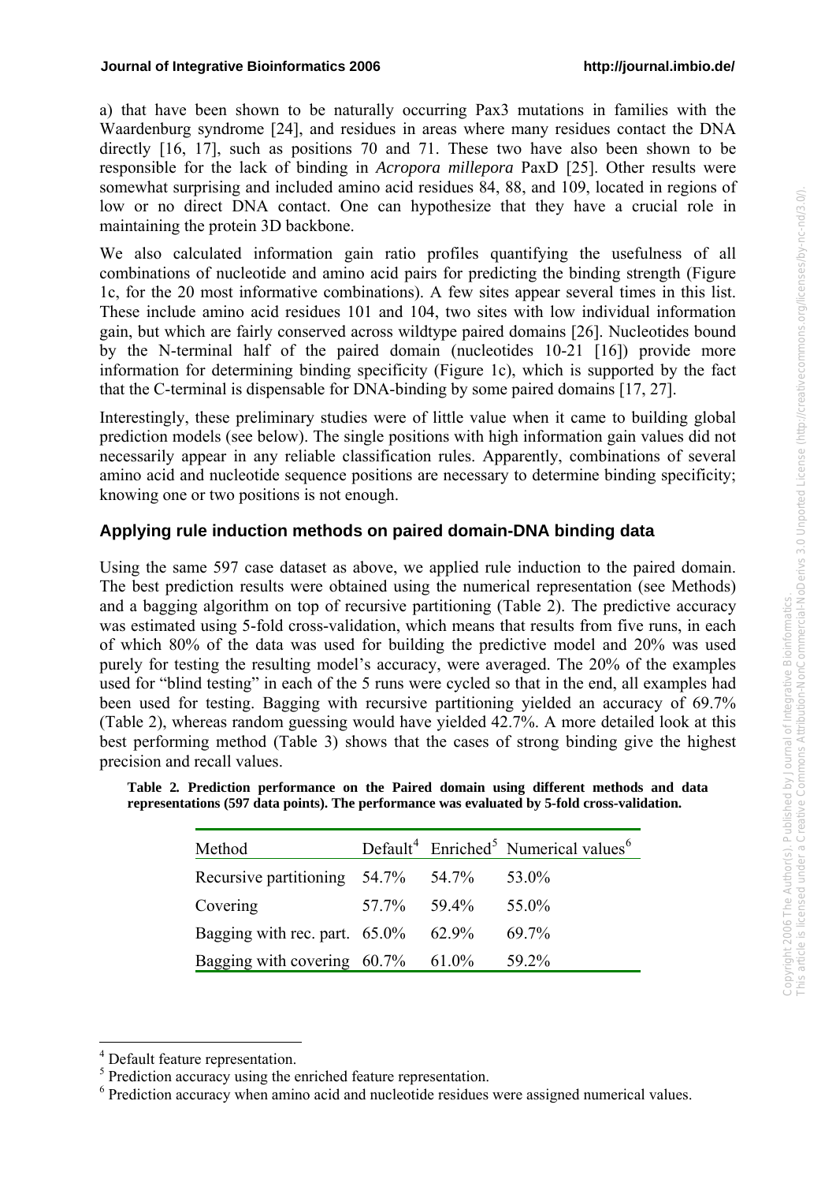a) that have been shown to be naturally occurring Pax3 mutations in families with the Waardenburg syndrome [24], and residues in areas where many residues contact the DNA directly [16, 17], such as positions 70 and 71. These two have also been shown to be responsible for the lack of binding in *Acropora millepora* PaxD [25]. Other results were somewhat surprising and included amino acid residues 84, 88, and 109, located in regions of low or no direct DNA contact. One can hypothesize that they have a crucial role in maintaining the protein 3D backbone.

We also calculated information gain ratio profiles quantifying the usefulness of all combinations of nucleotide and amino acid pairs for predicting the binding strength (Figure 1c, for the 20 most informative combinations). A few sites appear several times in this list. These include amino acid residues 101 and 104, two sites with low individual information gain, but which are fairly conserved across wildtype paired domains [26]. Nucleotides bound by the N-terminal half of the paired domain (nucleotides 10-21 [16]) provide more information for determining binding specificity (Figure 1c), which is supported by the fact that the C-terminal is dispensable for DNA-binding by some paired domains [17, 27].

Interestingly, these preliminary studies were of little value when it came to building global prediction models (see below). The single positions with high information gain values did not necessarily appear in any reliable classification rules. Apparently, combinations of several amino acid and nucleotide sequence positions are necessary to determine binding specificity; knowing one or two positions is not enough.

## Applying rule induction methods on paired domain-DNA binding data

Using the same 597 case dataset as above, we applied rule induction to the paired domain. The best prediction results were obtained using the numerical representation (see Methods) and a bagging algorithm on top of recursive partitioning (Table 2). The predictive accuracy was estimated using 5-fold cross-validation, which means that results from five runs, in each of which 80% of the data was used for building the predictive model and 20% was used purely for testing the resulting model's accuracy, were averaged. The 20% of the examples used for "blind testing" in each of the 5 runs were cycled so that in the end, all examples had been used for testing. Bagging with recursive partitioning yielded an accuracy of 69.7% (Table 2), whereas random guessing would have yielded 42.7%. A more detailed look at this best performing method (Table 3) shows that the cases of strong binding give the highest precision and recall values.

**Table 2. Prediction performance on the Paired domain using different methods and data representations (597 data points). The performance was evaluated by 5-fold cross-validation.**

| Method | Default[4] | Enriched[5] | Numerical values[6] |
|---|---|---|---|
| Recursive partitioning | 54.7% | 54.7% | 53.0% |
| Covering | 57.7% | 59.4% | 55.0% |
| Bagging with rec. part. | 65.0% | 62.9% | 69.7% |
| Bagging with covering | 60.7% | 61.0% | 59.2% |

[4] Default feature representation.

[5] Prediction accuracy using the enriched feature representation.

[6] Prediction accuracy when amino acid and nucleotide residues were assigned numerical values.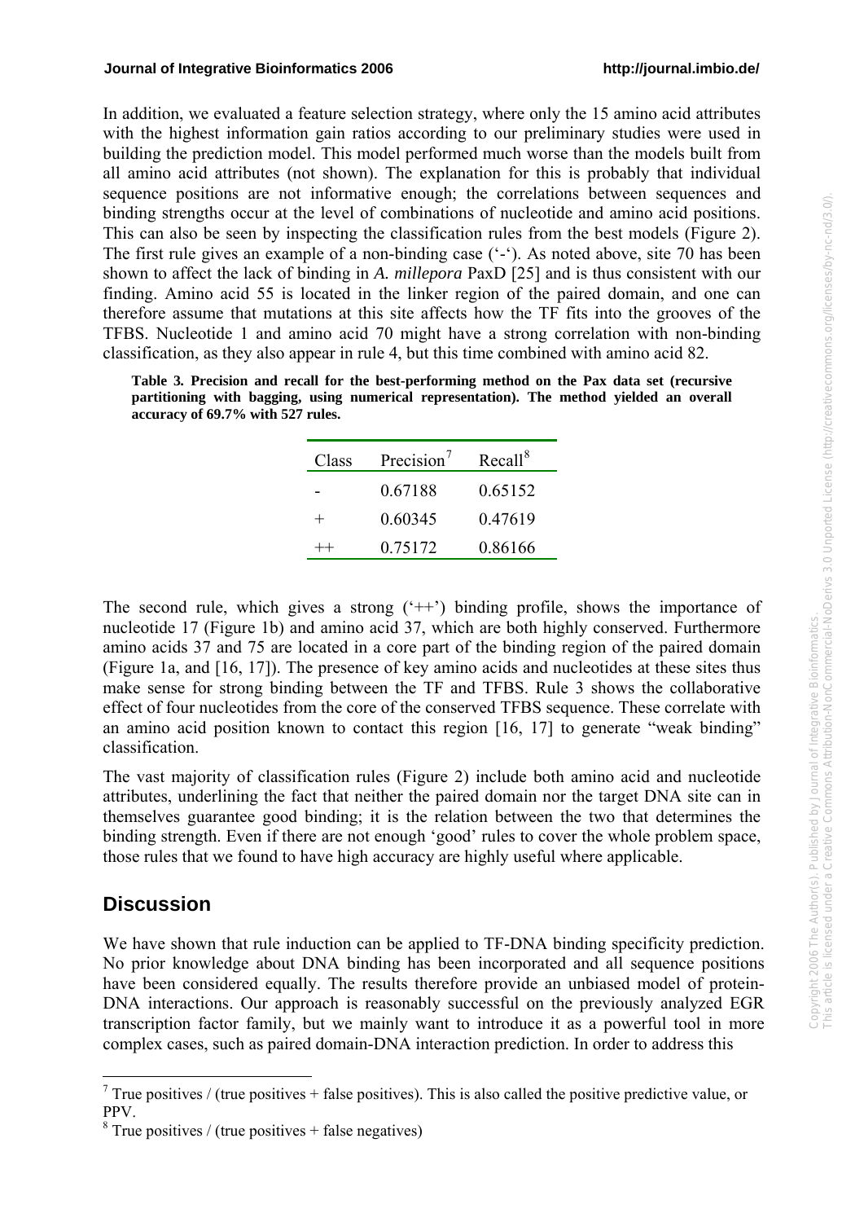In addition, we evaluated a feature selection strategy, where only the 15 amino acid attributes with the highest information gain ratios according to our preliminary studies were used in building the prediction model. This model performed much worse than the models built from all amino acid attributes (not shown). The explanation for this is probably that individual sequence positions are not informative enough; the correlations between sequences and binding strengths occur at the level of combinations of nucleotide and amino acid positions. This can also be seen by inspecting the classification rules from the best models (Figure 2). The first rule gives an example of a non-binding case ('-'). As noted above, site 70 has been shown to affect the lack of binding in *A. millepora* PaxD [25] and is thus consistent with our finding. Amino acid 55 is located in the linker region of the paired domain, and one can therefore assume that mutations at this site affects how the TF fits into the grooves of the TFBS. Nucleotide 1 and amino acid 70 might have a strong correlation with non-binding classification, as they also appear in rule 4, but this time combined with amino acid 82.

**Table 3. Precision and recall for the best-performing method on the Pax data set (recursive partitioning with bagging, using numerical representation). The method yielded an overall accuracy of 69.7% with 527 rules.**

| Class | Precision[7] | Recall[8] |
|---|---|---|
| - | 0.67188 | 0.65152 |
| + | 0.60345 | 0.47619 |
| ++ | 0.75172 | 0.86166 |

The second rule, which gives a strong ('++') binding profile, shows the importance of nucleotide 17 (Figure 1b) and amino acid 37, which are both highly conserved. Furthermore amino acids 37 and 75 are located in a core part of the binding region of the paired domain (Figure 1a, and [16, 17]). The presence of key amino acids and nucleotides at these sites thus make sense for strong binding between the TF and TFBS. Rule 3 shows the collaborative effect of four nucleotides from the core of the conserved TFBS sequence. These correlate with an amino acid position known to contact this region [16, 17] to generate "weak binding" classification.

The vast majority of classification rules (Figure 2) include both amino acid and nucleotide attributes, underlining the fact that neither the paired domain nor the target DNA site can in themselves guarantee good binding; it is the relation between the two that determines the binding strength. Even if there are not enough 'good' rules to cover the whole problem space, those rules that we found to have high accuracy are highly useful where applicable.

## Discussion

We have shown that rule induction can be applied to TF-DNA binding specificity prediction. No prior knowledge about DNA binding has been incorporated and all sequence positions have been considered equally. The results therefore provide an unbiased model of protein-DNA interactions. Our approach is reasonably successful on the previously analyzed EGR transcription factor family, but we mainly want to introduce it as a powerful tool in more complex cases, such as paired domain-DNA interaction prediction. In order to address this

---

[7] True positives / (true positives + false positives). This is also called the positive predictive value, or PPV.

[8] True positives / (true positives + false negatives)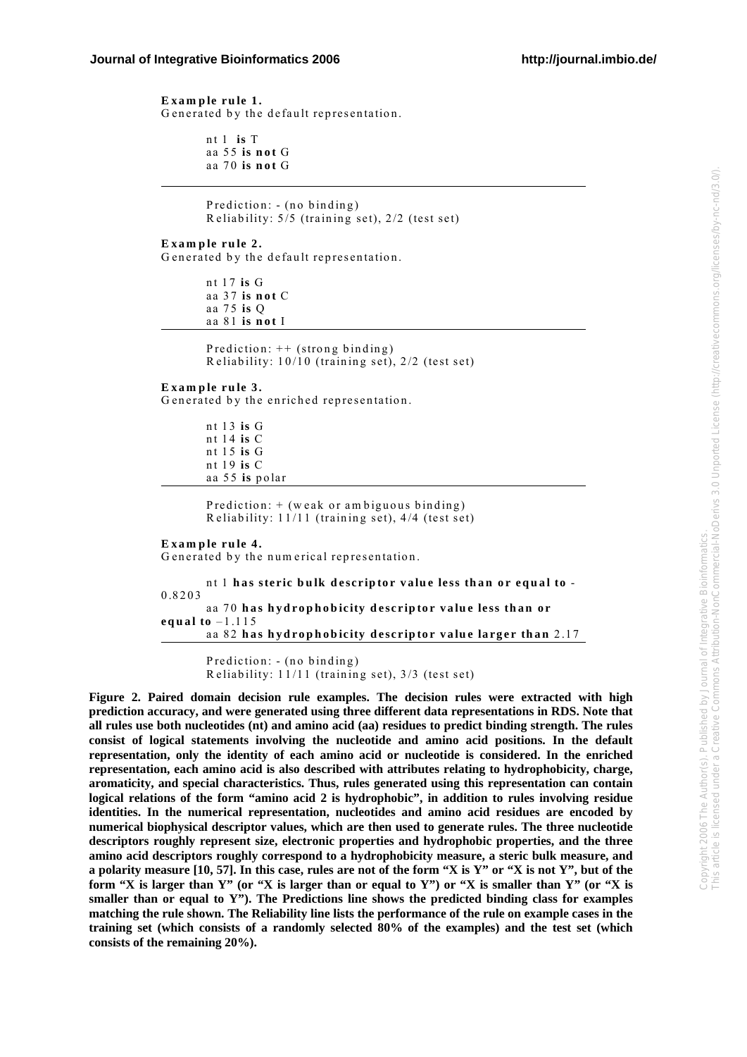**Example rule 1.**
Generated by the default representation.

nt 1 **is** T
aa 55 **is not** G
aa 70 **is not** G

---

Prediction: - (no binding)
Reliability: 5/5 (training set), 2/2 (test set)

**Example rule 2.**
Generated by the default representation.

nt 17 **is** G
aa 37 **is not** C
aa 75 **is** Q
aa 81 **is not** I

---

Prediction: ++ (strong binding)
Reliability: 10/10 (training set), 2/2 (test set)

**Example rule 3.**
Generated by the enriched representation.

nt 13 **is** G
nt 14 **is** C
nt 15 **is** G
nt 19 **is** C
aa 55 **is** polar

---

Prediction: + (weak or ambiguous binding)
Reliability: 11/11 (training set), 4/4 (test set)

**Example rule 4.**
Generated by the numerical representation.

nt 1 **has steric bulk descriptor value less than or equal to** -0.8203
aa 70 **has hydrophobicity descriptor value less than or equal to** –1.115
aa 82 **has hydrophobicity descriptor value larger than** 2.17

---

Prediction: - (no binding)
Reliability: 11/11 (training set), 3/3 (test set)

**Figure 2. Paired domain decision rule examples. The decision rules were extracted with high prediction accuracy, and were generated using three different data representations in RDS. Note that all rules use both nucleotides (nt) and amino acid (aa) residues to predict binding strength. The rules consist of logical statements involving the nucleotide and amino acid positions. In the default representation, only the identity of each amino acid or nucleotide is considered. In the enriched representation, each amino acid is also described with attributes relating to hydrophobicity, charge, aromaticity, and special characteristics. Thus, rules generated using this representation can contain logical relations of the form "amino acid 2 is hydrophobic", in addition to rules involving residue identities. In the numerical representation, nucleotides and amino acid residues are encoded by numerical biophysical descriptor values, which are then used to generate rules. The three nucleotide descriptors roughly represent size, electronic properties and hydrophobic properties, and the three amino acid descriptors roughly correspond to a hydrophobicity measure, a steric bulk measure, and a polarity measure [10, 57]. In this case, rules are not of the form "X is Y" or "X is not Y", but of the form "X is larger than Y" (or "X is larger than or equal to Y") or "X is smaller than Y" (or "X is smaller than or equal to Y"). The Predictions line shows the predicted binding class for examples matching the rule shown. The Reliability line lists the performance of the rule on example cases in the training set (which consists of a randomly selected 80% of the examples) and the test set (which consists of the remaining 20%).**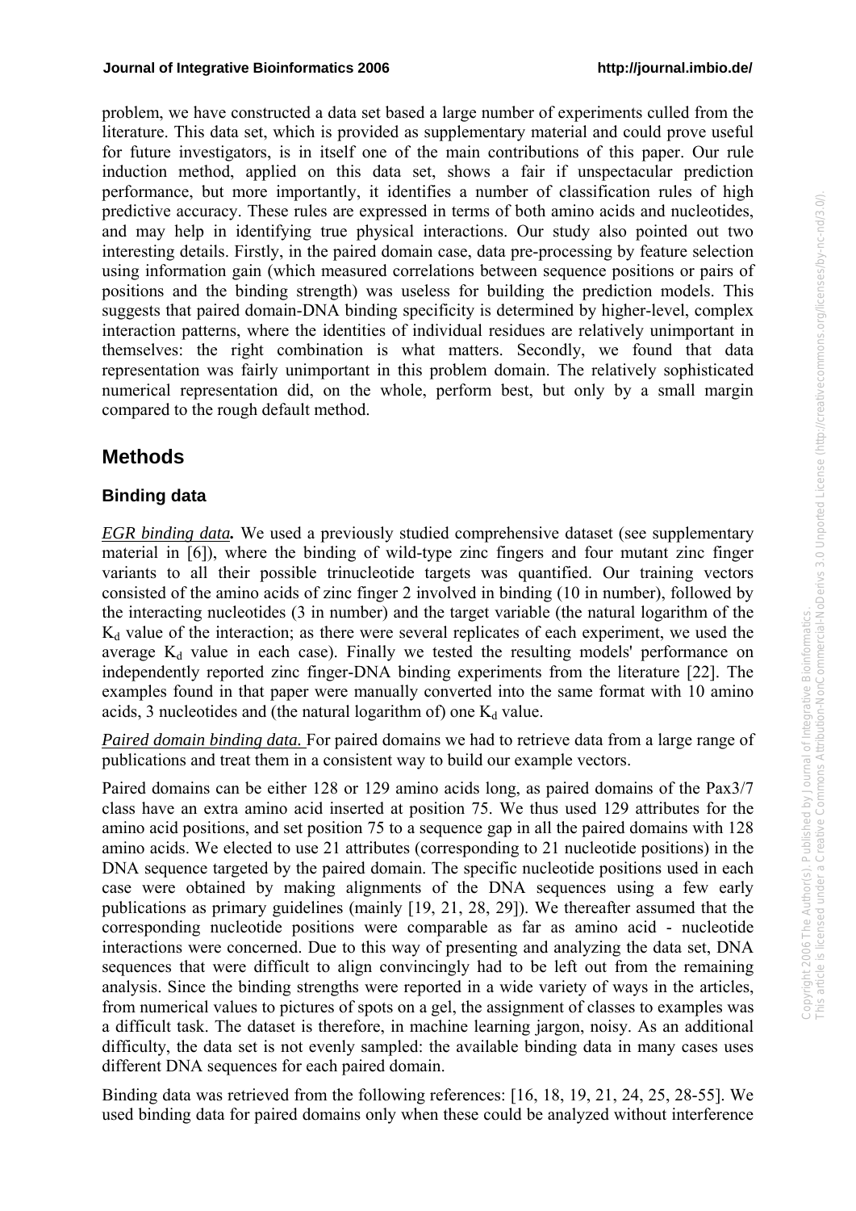problem, we have constructed a data set based a large number of experiments culled from the literature. This data set, which is provided as supplementary material and could prove useful for future investigators, is in itself one of the main contributions of this paper. Our rule induction method, applied on this data set, shows a fair if unspectacular prediction performance, but more importantly, it identifies a number of classification rules of high predictive accuracy. These rules are expressed in terms of both amino acids and nucleotides, and may help in identifying true physical interactions. Our study also pointed out two interesting details. Firstly, in the paired domain case, data pre-processing by feature selection using information gain (which measured correlations between sequence positions or pairs of positions and the binding strength) was useless for building the prediction models. This suggests that paired domain-DNA binding specificity is determined by higher-level, complex interaction patterns, where the identities of individual residues are relatively unimportant in themselves: the right combination is what matters. Secondly, we found that data representation was fairly unimportant in this problem domain. The relatively sophisticated numerical representation did, on the whole, perform best, but only by a small margin compared to the rough default method.

## Methods

### Binding data

***EGR binding data.*** We used a previously studied comprehensive dataset (see supplementary material in [6]), where the binding of wild-type zinc fingers and four mutant zinc finger variants to all their possible trinucleotide targets was quantified. Our training vectors consisted of the amino acids of zinc finger 2 involved in binding (10 in number), followed by the interacting nucleotides (3 in number) and the target variable (the natural logarithm of the $K_d$ value of the interaction; as there were several replicates of each experiment, we used the average $K_d$ value in each case). Finally we tested the resulting models' performance on independently reported zinc finger-DNA binding experiments from the literature [22]. The examples found in that paper were manually converted into the same format with 10 amino acids, 3 nucleotides and (the natural logarithm of) one $K_d$ value.

*Paired domain binding data.* For paired domains we had to retrieve data from a large range of publications and treat them in a consistent way to build our example vectors.

Paired domains can be either 128 or 129 amino acids long, as paired domains of the Pax3/7 class have an extra amino acid inserted at position 75. We thus used 129 attributes for the amino acid positions, and set position 75 to a sequence gap in all the paired domains with 128 amino acids. We elected to use 21 attributes (corresponding to 21 nucleotide positions) in the DNA sequence targeted by the paired domain. The specific nucleotide positions used in each case were obtained by making alignments of the DNA sequences using a few early publications as primary guidelines (mainly [19, 21, 28, 29]). We thereafter assumed that the corresponding nucleotide positions were comparable as far as amino acid - nucleotide interactions were concerned. Due to this way of presenting and analyzing the data set, DNA sequences that were difficult to align convincingly had to be left out from the remaining analysis. Since the binding strengths were reported in a wide variety of ways in the articles, from numerical values to pictures of spots on a gel, the assignment of classes to examples was a difficult task. The dataset is therefore, in machine learning jargon, noisy. As an additional difficulty, the data set is not evenly sampled: the available binding data in many cases uses different DNA sequences for each paired domain.

Binding data was retrieved from the following references: [16, 18, 19, 21, 24, 25, 28-55]. We used binding data for paired domains only when these could be analyzed without interference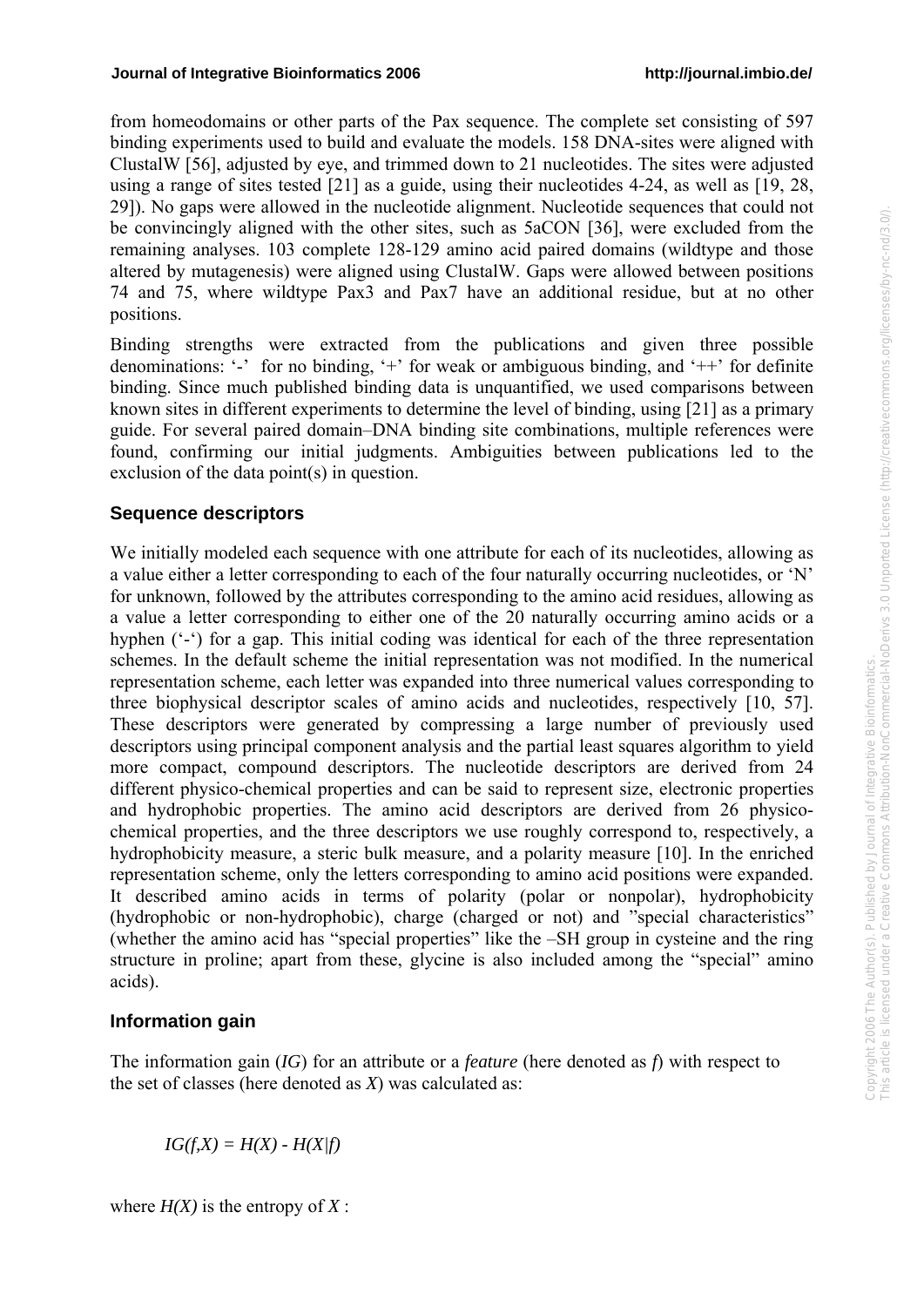from homeodomains or other parts of the Pax sequence. The complete set consisting of 597 binding experiments used to build and evaluate the models. 158 DNA-sites were aligned with ClustalW [56], adjusted by eye, and trimmed down to 21 nucleotides. The sites were adjusted using a range of sites tested [21] as a guide, using their nucleotides 4-24, as well as [19, 28, 29]). No gaps were allowed in the nucleotide alignment. Nucleotide sequences that could not be convincingly aligned with the other sites, such as 5aCON [36], were excluded from the remaining analyses. 103 complete 128-129 amino acid paired domains (wildtype and those altered by mutagenesis) were aligned using ClustalW. Gaps were allowed between positions 74 and 75, where wildtype Pax3 and Pax7 have an additional residue, but at no other positions.

Binding strengths were extracted from the publications and given three possible denominations: '-' for no binding, '+' for weak or ambiguous binding, and '++' for definite binding. Since much published binding data is unquantified, we used comparisons between known sites in different experiments to determine the level of binding, using [21] as a primary guide. For several paired domain–DNA binding site combinations, multiple references were found, confirming our initial judgments. Ambiguities between publications led to the exclusion of the data point(s) in question.

### Sequence descriptors

We initially modeled each sequence with one attribute for each of its nucleotides, allowing as a value either a letter corresponding to each of the four naturally occurring nucleotides, or 'N' for unknown, followed by the attributes corresponding to the amino acid residues, allowing as a value a letter corresponding to either one of the 20 naturally occurring amino acids or a hyphen ('-') for a gap. This initial coding was identical for each of the three representation schemes. In the default scheme the initial representation was not modified. In the numerical representation scheme, each letter was expanded into three numerical values corresponding to three biophysical descriptor scales of amino acids and nucleotides, respectively [10, 57]. These descriptors were generated by compressing a large number of previously used descriptors using principal component analysis and the partial least squares algorithm to yield more compact, compound descriptors. The nucleotide descriptors are derived from 24 different physico-chemical properties and can be said to represent size, electronic properties and hydrophobic properties. The amino acid descriptors are derived from 26 physico-chemical properties, and the three descriptors we use roughly correspond to, respectively, a hydrophobicity measure, a steric bulk measure, and a polarity measure [10]. In the enriched representation scheme, only the letters corresponding to amino acid positions were expanded. It described amino acids in terms of polarity (polar or nonpolar), hydrophobicity (hydrophobic or non-hydrophobic), charge (charged or not) and "special characteristics" (whether the amino acid has "special properties" like the –SH group in cysteine and the ring structure in proline; apart from these, glycine is also included among the "special" amino acids).

### Information gain

The information gain (*IG*) for an attribute or a *feature* (here denoted as *f*) with respect to the set of classes (here denoted as *X*) was calculated as:

$$IG(f,X) = H(X) - H(X|f)$$

where $H(X)$ is the entropy of $X$ :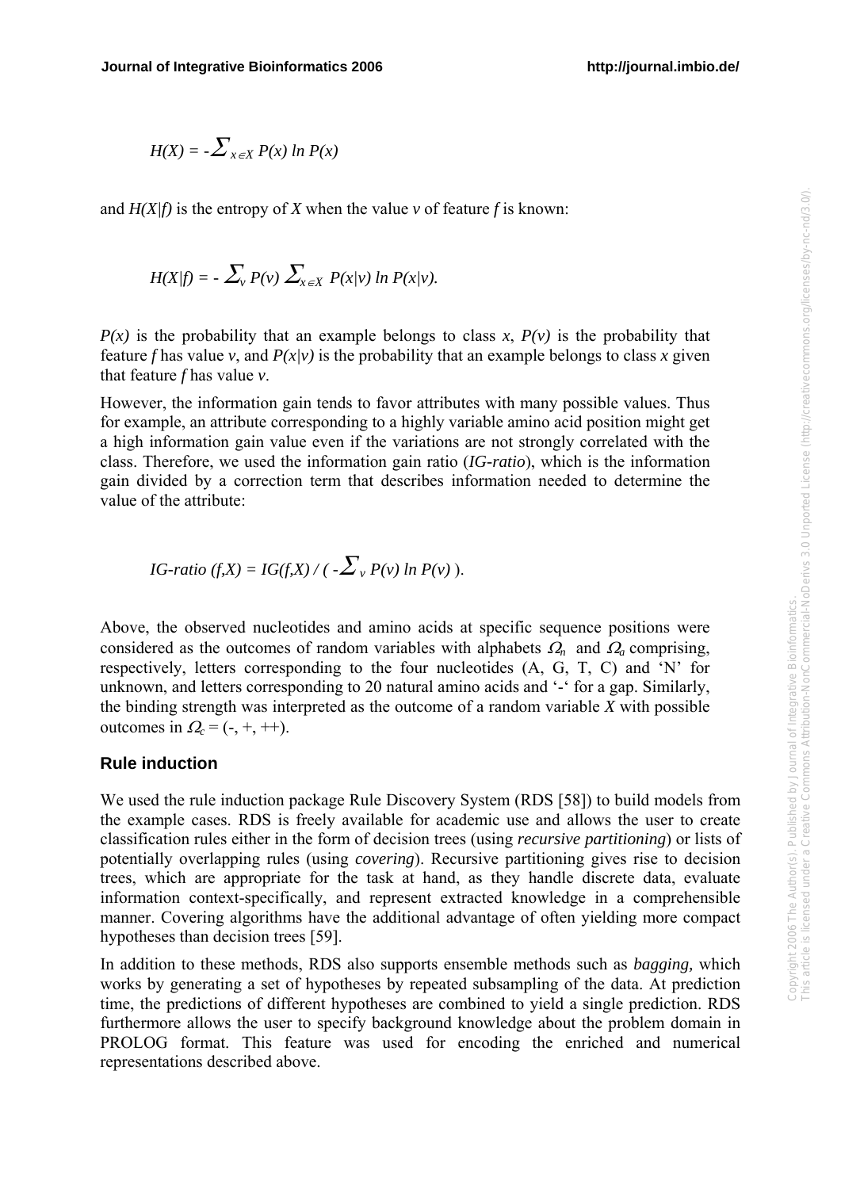$$H(X) = -\sum_{x \in X} P(x) \ln P(x)$$

and $H(X|f)$ is the entropy of $X$ when the value $v$ of feature $f$ is known:

$$H(X|f) = - \sum_{v} P(v) \sum_{x \in X} P(x|v) \ln P(x|v).$$

$P(x)$ is the probability that an example belongs to class $x$, $P(v)$ is the probability that feature $f$ has value $v$, and $P(x|v)$ is the probability that an example belongs to class $x$ given that feature $f$ has value $v$.

However, the information gain tends to favor attributes with many possible values. Thus for example, an attribute corresponding to a highly variable amino acid position might get a high information gain value even if the variations are not strongly correlated with the class. Therefore, we used the information gain ratio (*IG-ratio*), which is the information gain divided by a correction term that describes information needed to determine the value of the attribute:

$$IG\text{-}ratio\ (f,X) = IG(f,X) \,/\, ( -\sum_{v} P(v) \ln P(v) ).$$

Above, the observed nucleotides and amino acids at specific sequence positions were considered as the outcomes of random variables with alphabets $\Omega_n$ and $\Omega_a$ comprising, respectively, letters corresponding to the four nucleotides (A, G, T, C) and 'N' for unknown, and letters corresponding to 20 natural amino acids and '-' for a gap. Similarly, the binding strength was interpreted as the outcome of a random variable $X$ with possible outcomes in $\Omega_c = (-, +, ++)$.

## Rule induction

We used the rule induction package Rule Discovery System (RDS [58]) to build models from the example cases. RDS is freely available for academic use and allows the user to create classification rules either in the form of decision trees (using *recursive partitioning*) or lists of potentially overlapping rules (using *covering*). Recursive partitioning gives rise to decision trees, which are appropriate for the task at hand, as they handle discrete data, evaluate information context-specifically, and represent extracted knowledge in a comprehensible manner. Covering algorithms have the additional advantage of often yielding more compact hypotheses than decision trees [59].

In addition to these methods, RDS also supports ensemble methods such as *bagging,* which works by generating a set of hypotheses by repeated subsampling of the data. At prediction time, the predictions of different hypotheses are combined to yield a single prediction. RDS furthermore allows the user to specify background knowledge about the problem domain in PROLOG format. This feature was used for encoding the enriched and numerical representations described above.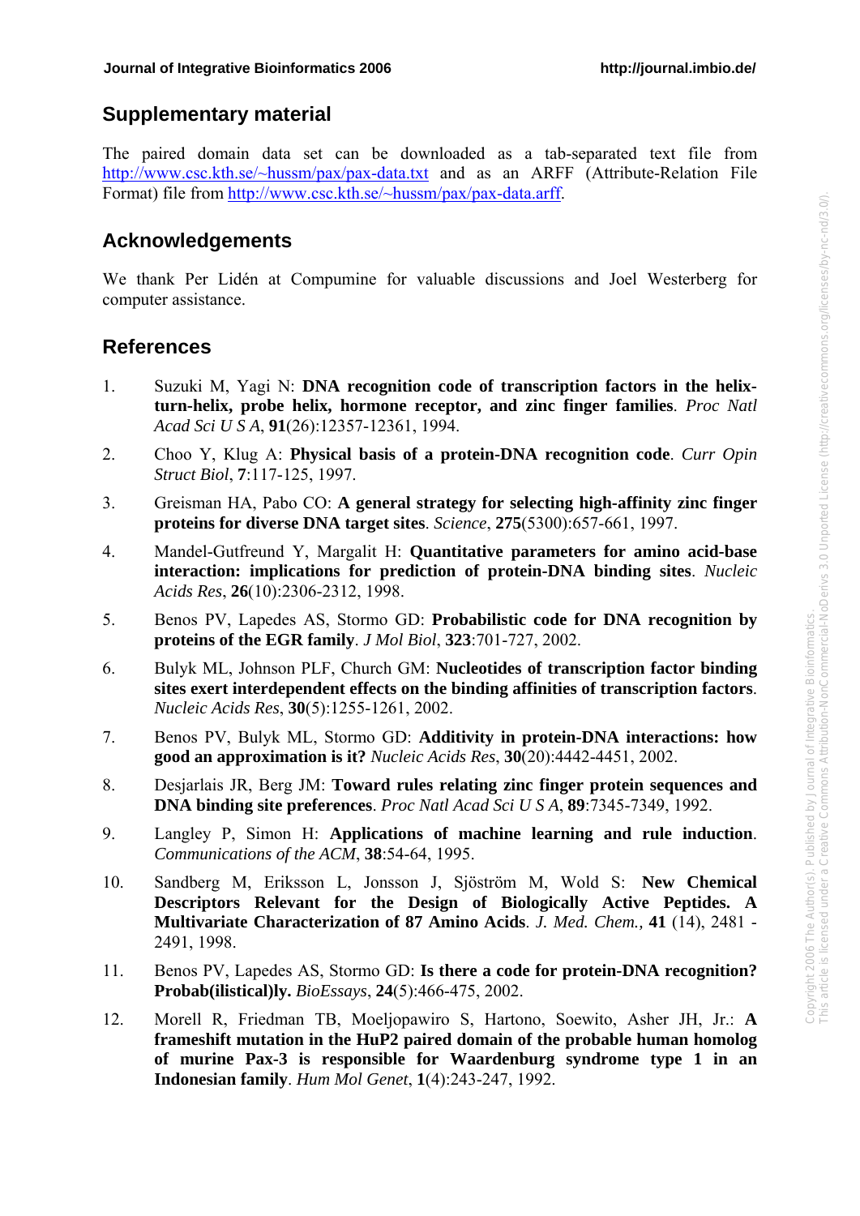## Supplementary material

The paired domain data set can be downloaded as a tab-separated text file from http://www.csc.kth.se/~hussm/pax/pax-data.txt and as an ARFF (Attribute-Relation File Format) file from http://www.csc.kth.se/~hussm/pax/pax-data.arff.

## Acknowledgements

We thank Per Lidén at Compumine for valuable discussions and Joel Westerberg for computer assistance.

## References

1. Suzuki M, Yagi N: **DNA recognition code of transcription factors in the helix-turn-helix, probe helix, hormone receptor, and zinc finger families**. *Proc Natl Acad Sci U S A*, **91**(26):12357-12361, 1994.

2. Choo Y, Klug A: **Physical basis of a protein-DNA recognition code**. *Curr Opin Struct Biol*, **7**:117-125, 1997.

3. Greisman HA, Pabo CO: **A general strategy for selecting high-affinity zinc finger proteins for diverse DNA target sites**. *Science*, **275**(5300):657-661, 1997.

4. Mandel-Gutfreund Y, Margalit H: **Quantitative parameters for amino acid-base interaction: implications for prediction of protein-DNA binding sites**. *Nucleic Acids Res*, **26**(10):2306-2312, 1998.

5. Benos PV, Lapedes AS, Stormo GD: **Probabilistic code for DNA recognition by proteins of the EGR family**. *J Mol Biol*, **323**:701-727, 2002.

6. Bulyk ML, Johnson PLF, Church GM: **Nucleotides of transcription factor binding sites exert interdependent effects on the binding affinities of transcription factors**. *Nucleic Acids Res*, **30**(5):1255-1261, 2002.

7. Benos PV, Bulyk ML, Stormo GD: **Additivity in protein-DNA interactions: how good an approximation is it?** *Nucleic Acids Res*, **30**(20):4442-4451, 2002.

8. Desjarlais JR, Berg JM: **Toward rules relating zinc finger protein sequences and DNA binding site preferences**. *Proc Natl Acad Sci U S A*, **89**:7345-7349, 1992.

9. Langley P, Simon H: **Applications of machine learning and rule induction**. *Communications of the ACM*, **38**:54-64, 1995.

10. Sandberg M, Eriksson L, Jonsson J, Sjöström M, Wold S: **New Chemical Descriptors Relevant for the Design of Biologically Active Peptides. A Multivariate Characterization of 87 Amino Acids**. *J. Med. Chem.,* **41** (14), 2481 - 2491, 1998.

11. Benos PV, Lapedes AS, Stormo GD: **Is there a code for protein-DNA recognition? Probab(ilistical)ly.** *BioEssays*, **24**(5):466-475, 2002.

12. Morell R, Friedman TB, Moeljopawiro S, Hartono, Soewito, Asher JH, Jr.: **A frameshift mutation in the HuP2 paired domain of the probable human homolog of murine Pax-3 is responsible for Waardenburg syndrome type 1 in an Indonesian family**. *Hum Mol Genet*, **1**(4):243-247, 1992.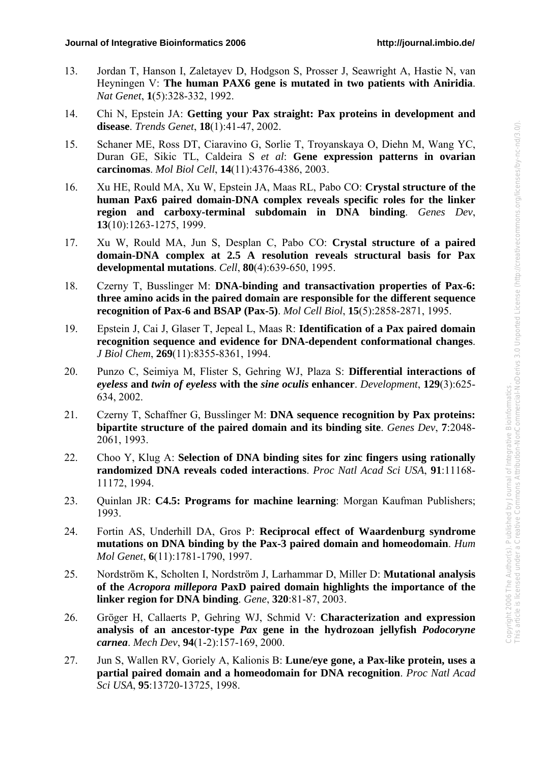13. Jordan T, Hanson I, Zaletayev D, Hodgson S, Prosser J, Seawright A, Hastie N, van Heyningen V: **The human PAX6 gene is mutated in two patients with Aniridia**. *Nat Genet*, **1**(5):328-332, 1992.

14. Chi N, Epstein JA: **Getting your Pax straight: Pax proteins in development and disease**. *Trends Genet*, **18**(1):41-47, 2002.

15. Schaner ME, Ross DT, Ciaravino G, Sorlie T, Troyanskaya O, Diehn M, Wang YC, Duran GE, Sikic TL, Caldeira S *et al*: **Gene expression patterns in ovarian carcinomas**. *Mol Biol Cell*, **14**(11):4376-4386, 2003.

16. Xu HE, Rould MA, Xu W, Epstein JA, Maas RL, Pabo CO: **Crystal structure of the human Pax6 paired domain-DNA complex reveals specific roles for the linker region and carboxy-terminal subdomain in DNA binding**. *Genes Dev*, **13**(10):1263-1275, 1999.

17. Xu W, Rould MA, Jun S, Desplan C, Pabo CO: **Crystal structure of a paired domain-DNA complex at 2.5 A resolution reveals structural basis for Pax developmental mutations**. *Cell*, **80**(4):639-650, 1995.

18. Czerny T, Busslinger M: **DNA-binding and transactivation properties of Pax-6: three amino acids in the paired domain are responsible for the different sequence recognition of Pax-6 and BSAP (Pax-5)**. *Mol Cell Biol*, **15**(5):2858-2871, 1995.

19. Epstein J, Cai J, Glaser T, Jepeal L, Maas R: **Identification of a Pax paired domain recognition sequence and evidence for DNA-dependent conformational changes**. *J Biol Chem*, **269**(11):8355-8361, 1994.

20. Punzo C, Seimiya M, Flister S, Gehring WJ, Plaza S: **Differential interactions of *eyeless* and *twin of eyeless* with the *sine oculis* enhancer**. *Development*, **129**(3):625-634, 2002.

21. Czerny T, Schaffner G, Busslinger M: **DNA sequence recognition by Pax proteins: bipartite structure of the paired domain and its binding site**. *Genes Dev*, **7**:2048-2061, 1993.

22. Choo Y, Klug A: **Selection of DNA binding sites for zinc fingers using rationally randomized DNA reveals coded interactions**. *Proc Natl Acad Sci USA*, **91**:11168-11172, 1994.

23. Quinlan JR: **C4.5: Programs for machine learning**: Morgan Kaufman Publishers; 1993.

24. Fortin AS, Underhill DA, Gros P: **Reciprocal effect of Waardenburg syndrome mutations on DNA binding by the Pax-3 paired domain and homeodomain**. *Hum Mol Genet*, **6**(11):1781-1790, 1997.

25. Nordström K, Scholten I, Nordström J, Larhammar D, Miller D: **Mutational analysis of the *Acropora millepora* PaxD paired domain highlights the importance of the linker region for DNA binding**. *Gene*, **320**:81-87, 2003.

26. Gröger H, Callaerts P, Gehring WJ, Schmid V: **Characterization and expression analysis of an ancestor-type *Pax* gene in the hydrozoan jellyfish *Podocoryne carnea***. *Mech Dev*, **94**(1-2):157-169, 2000.

27. Jun S, Wallen RV, Goriely A, Kalionis B: **Lune/eye gone, a Pax-like protein, uses a partial paired domain and a homeodomain for DNA recognition**. *Proc Natl Acad Sci USA*, **95**:13720-13725, 1998.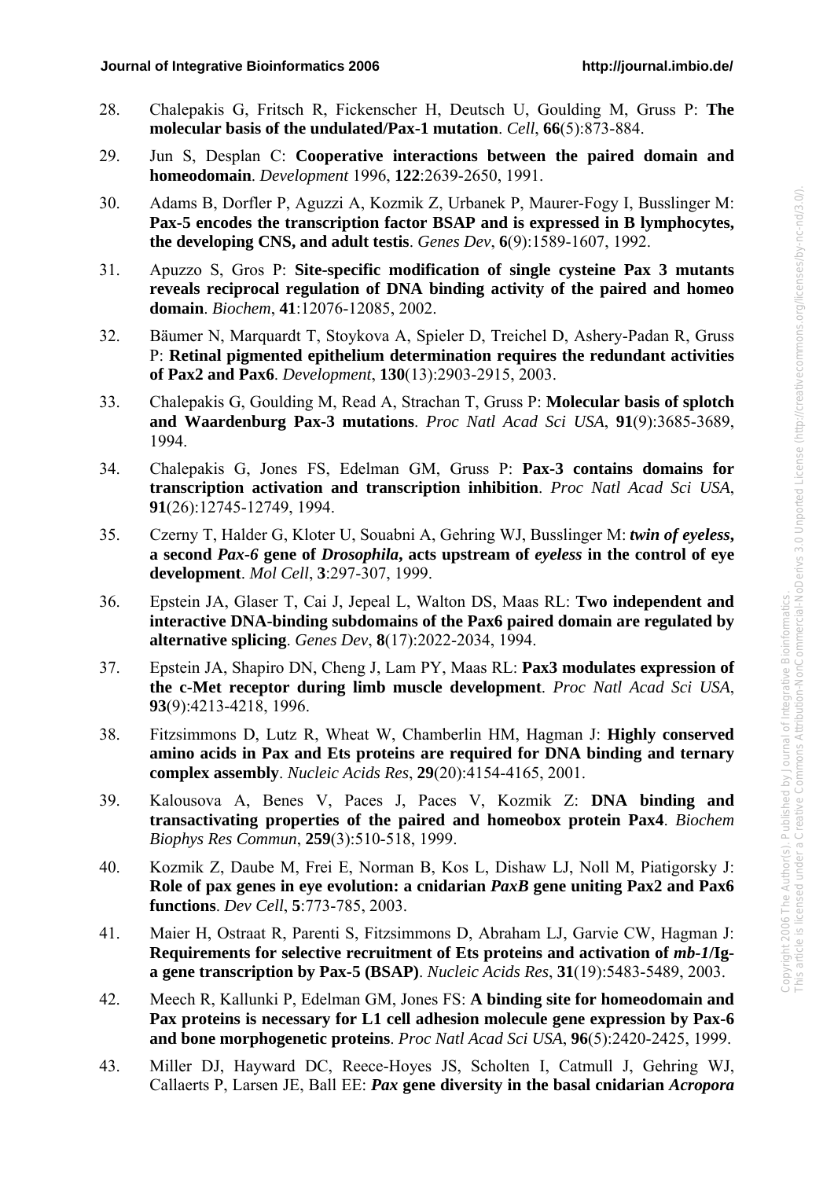28. Chalepakis G, Fritsch R, Fickenscher H, Deutsch U, Goulding M, Gruss P: **The molecular basis of the undulated/Pax-1 mutation**. *Cell*, **66**(5):873-884.

29. Jun S, Desplan C: **Cooperative interactions between the paired domain and homeodomain**. *Development* 1996, **122**:2639-2650, 1991.

30. Adams B, Dorfler P, Aguzzi A, Kozmik Z, Urbanek P, Maurer-Fogy I, Busslinger M: **Pax-5 encodes the transcription factor BSAP and is expressed in B lymphocytes, the developing CNS, and adult testis**. *Genes Dev*, **6**(9):1589-1607, 1992.

31. Apuzzo S, Gros P: **Site-specific modification of single cysteine Pax 3 mutants reveals reciprocal regulation of DNA binding activity of the paired and homeo domain**. *Biochem*, **41**:12076-12085, 2002.

32. Bäumer N, Marquardt T, Stoykova A, Spieler D, Treichel D, Ashery-Padan R, Gruss P: **Retinal pigmented epithelium determination requires the redundant activities of Pax2 and Pax6**. *Development*, **130**(13):2903-2915, 2003.

33. Chalepakis G, Goulding M, Read A, Strachan T, Gruss P: **Molecular basis of splotch and Waardenburg Pax-3 mutations**. *Proc Natl Acad Sci USA*, **91**(9):3685-3689, 1994.

34. Chalepakis G, Jones FS, Edelman GM, Gruss P: **Pax-3 contains domains for transcription activation and transcription inhibition**. *Proc Natl Acad Sci USA*, **91**(26):12745-12749, 1994.

35. Czerny T, Halder G, Kloter U, Souabni A, Gehring WJ, Busslinger M: ***twin of eyeless*, a second *Pax-6* gene of *Drosophila*, acts upstream of *eyeless* in the control of eye development**. *Mol Cell*, **3**:297-307, 1999.

36. Epstein JA, Glaser T, Cai J, Jepeal L, Walton DS, Maas RL: **Two independent and interactive DNA-binding subdomains of the Pax6 paired domain are regulated by alternative splicing**. *Genes Dev*, **8**(17):2022-2034, 1994.

37. Epstein JA, Shapiro DN, Cheng J, Lam PY, Maas RL: **Pax3 modulates expression of the c-Met receptor during limb muscle development**. *Proc Natl Acad Sci USA*, **93**(9):4213-4218, 1996.

38. Fitzsimmons D, Lutz R, Wheat W, Chamberlin HM, Hagman J: **Highly conserved amino acids in Pax and Ets proteins are required for DNA binding and ternary complex assembly**. *Nucleic Acids Res*, **29**(20):4154-4165, 2001.

39. Kalousova A, Benes V, Paces J, Paces V, Kozmik Z: **DNA binding and transactivating properties of the paired and homeobox protein Pax4**. *Biochem Biophys Res Commun*, **259**(3):510-518, 1999.

40. Kozmik Z, Daube M, Frei E, Norman B, Kos L, Dishaw LJ, Noll M, Piatigorsky J: **Role of pax genes in eye evolution: a cnidarian *PaxB* gene uniting Pax2 and Pax6 functions**. *Dev Cell*, **5**:773-785, 2003.

41. Maier H, Ostraat R, Parenti S, Fitzsimmons D, Abraham LJ, Garvie CW, Hagman J: **Requirements for selective recruitment of Ets proteins and activation of *mb-1*/Ig-a gene transcription by Pax-5 (BSAP)**. *Nucleic Acids Res*, **31**(19):5483-5489, 2003.

42. Meech R, Kallunki P, Edelman GM, Jones FS: **A binding site for homeodomain and Pax proteins is necessary for L1 cell adhesion molecule gene expression by Pax-6 and bone morphogenetic proteins**. *Proc Natl Acad Sci USA*, **96**(5):2420-2425, 1999.

43. Miller DJ, Hayward DC, Reece-Hoyes JS, Scholten I, Catmull J, Gehring WJ, Callaerts P, Larsen JE, Ball EE: ***Pax* gene diversity in the basal cnidarian *Acropora***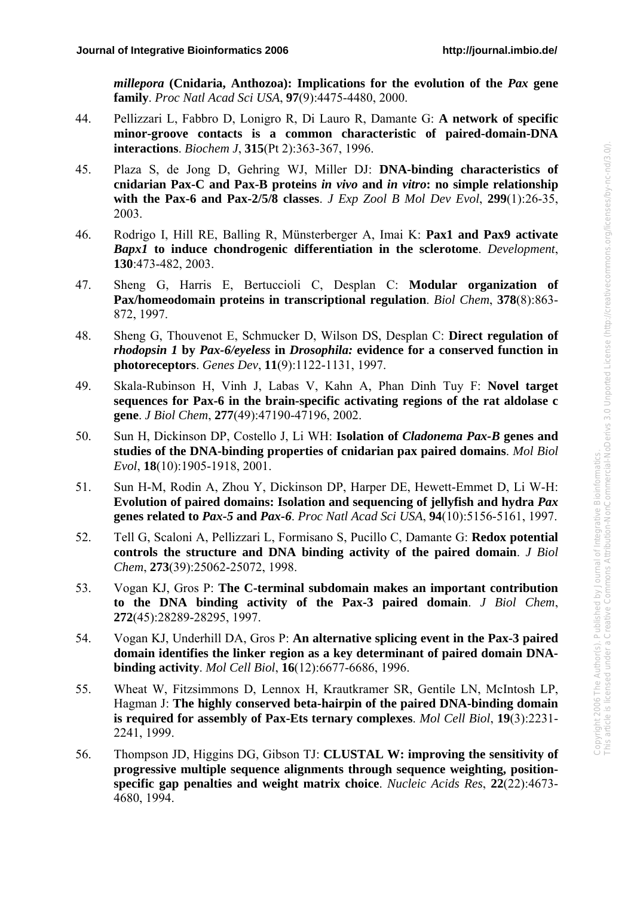*millepora* **(Cnidaria, Anthozoa): Implications for the evolution of the *Pax* gene family**. *Proc Natl Acad Sci USA*, **97**(9):4475-4480, 2000.

44. Pellizzari L, Fabbro D, Lonigro R, Di Lauro R, Damante G: **A network of specific minor-groove contacts is a common characteristic of paired-domain-DNA interactions**. *Biochem J*, **315**(Pt 2):363-367, 1996.

45. Plaza S, de Jong D, Gehring WJ, Miller DJ: **DNA-binding characteristics of cnidarian Pax-C and Pax-B proteins *in vivo* and *in vitro*: no simple relationship with the Pax-6 and Pax-2/5/8 classes**. *J Exp Zool B Mol Dev Evol*, **299**(1):26-35, 2003.

46. Rodrigo I, Hill RE, Balling R, Münsterberger A, Imai K: **Pax1 and Pax9 activate *Bapx1* to induce chondrogenic differentiation in the sclerotome**. *Development*, **130**:473-482, 2003.

47. Sheng G, Harris E, Bertuccioli C, Desplan C: **Modular organization of Pax/homeodomain proteins in transcriptional regulation**. *Biol Chem*, **378**(8):863-872, 1997.

48. Sheng G, Thouvenot E, Schmucker D, Wilson DS, Desplan C: **Direct regulation of *rhodopsin 1* by *Pax-6/eyeless* in *Drosophila:* evidence for a conserved function in photoreceptors**. *Genes Dev*, **11**(9):1122-1131, 1997.

49. Skala-Rubinson H, Vinh J, Labas V, Kahn A, Phan Dinh Tuy F: **Novel target sequences for Pax-6 in the brain-specific activating regions of the rat aldolase c gene**. *J Biol Chem*, **277**(49):47190-47196, 2002.

50. Sun H, Dickinson DP, Costello J, Li WH: **Isolation of *Cladonema Pax-B* genes and studies of the DNA-binding properties of cnidarian pax paired domains**. *Mol Biol Evol*, **18**(10):1905-1918, 2001.

51. Sun H-M, Rodin A, Zhou Y, Dickinson DP, Harper DE, Hewett-Emmet D, Li W-H: **Evolution of paired domains: Isolation and sequencing of jellyfish and hydra *Pax* genes related to *Pax-5* and *Pax-6***. *Proc Natl Acad Sci USA*, **94**(10):5156-5161, 1997.

52. Tell G, Scaloni A, Pellizzari L, Formisano S, Pucillo C, Damante G: **Redox potential controls the structure and DNA binding activity of the paired domain**. *J Biol Chem*, **273**(39):25062-25072, 1998.

53. Vogan KJ, Gros P: **The C-terminal subdomain makes an important contribution to the DNA binding activity of the Pax-3 paired domain**. *J Biol Chem*, **272**(45):28289-28295, 1997.

54. Vogan KJ, Underhill DA, Gros P: **An alternative splicing event in the Pax-3 paired domain identifies the linker region as a key determinant of paired domain DNA-binding activity**. *Mol Cell Biol*, **16**(12):6677-6686, 1996.

55. Wheat W, Fitzsimmons D, Lennox H, Krautkramer SR, Gentile LN, McIntosh LP, Hagman J: **The highly conserved beta-hairpin of the paired DNA-binding domain is required for assembly of Pax-Ets ternary complexes**. *Mol Cell Biol*, **19**(3):2231-2241, 1999.

56. Thompson JD, Higgins DG, Gibson TJ: **CLUSTAL W: improving the sensitivity of progressive multiple sequence alignments through sequence weighting, position-specific gap penalties and weight matrix choice**. *Nucleic Acids Res*, **22**(22):4673-4680, 1994.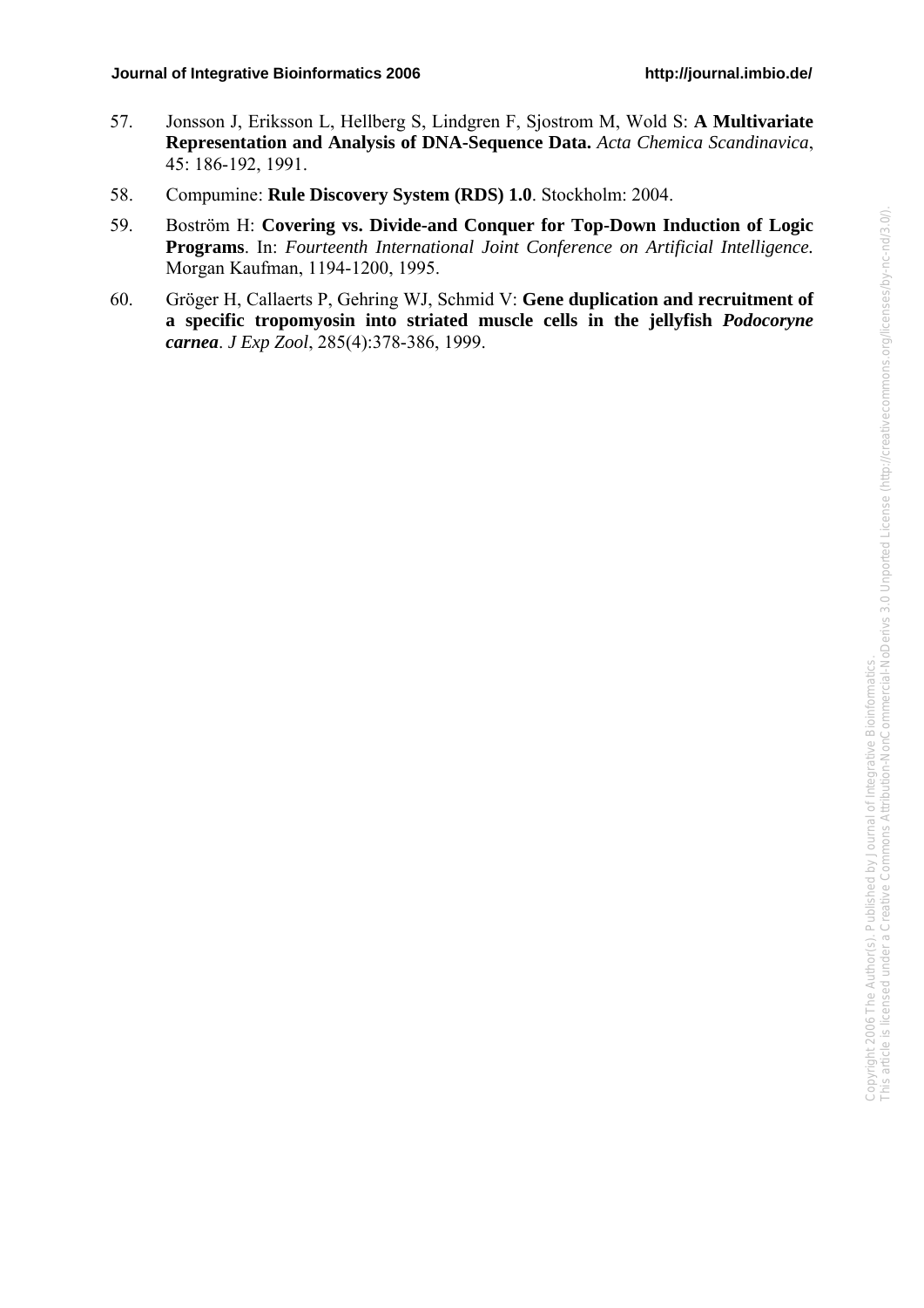57. Jonsson J, Eriksson L, Hellberg S, Lindgren F, Sjostrom M, Wold S: **A Multivariate Representation and Analysis of DNA-Sequence Data.** *Acta Chemica Scandinavica*, 45: 186-192, 1991.

58. Compumine: **Rule Discovery System (RDS) 1.0**. Stockholm: 2004.

59. Boström H: **Covering vs. Divide-and Conquer for Top-Down Induction of Logic Programs**. In: *Fourteenth International Joint Conference on Artificial Intelligence.* Morgan Kaufman, 1194-1200, 1995.

60. Gröger H, Callaerts P, Gehring WJ, Schmid V: **Gene duplication and recruitment of a specific tropomyosin into striated muscle cells in the jellyfish *Podocoryne carnea***. *J Exp Zool*, 285(4):378-386, 1999.

Copyright 2006 The Author(s). Published by Journal of Integrative Bioinformatics.
This article is licensed under a Creative Commons Attribution-NonCommercial-NoDerivs 3.0 Unported License (http://creativecommons.org/licenses/by-nc-nd/3.0/).